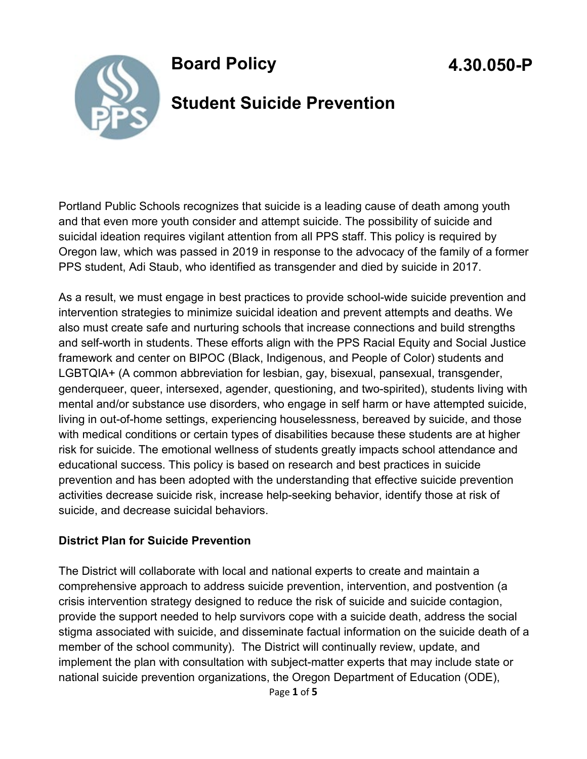# Board Policy

# 4.30.050-P

## Student Suicide Prevention

Portland Public Schools recognizes that suicide is a leading cause of death among youth and that even more youth consider and attempt suicide. The possibility of suicide and suicidal ideation requires vigilant attention from all PPS staff. This policy is required by Oregon law, which was passed in 2019 in response to the advocacy of the family of a former PPS student, Adi Staub, who identified as transgender and died by suicide in 2017.

As a result, we must engage in best practices to provide school-wide suicide prevention and intervention strategies to minimize suicidal ideation and prevent attempts and deaths. We also must create safe and nurturing schools that increase connections and build strengths and self-worth in students. These efforts align with the PPS Racial Equity and Social Justice framework and center on BIPOC (Black, Indigenous, and People of Color) students and LGBTQIA+ (A common abbreviation for lesbian, gay, bisexual, pansexual, transgender, genderqueer, queer, intersexed, agender, questioning, and two-spirited), students living with mental and/or substance use disorders, who engage in self harm or have attempted suicide, living in out-of-home settings, experiencing houselessness, bereaved by suicide, and those with medical conditions or certain types of disabilities because these students are at higher risk for suicide. The emotional wellness of students greatly impacts school attendance and educational success. This policy is based on research and best practices in suicide prevention and has been adopted with the understanding that effective suicide prevention activities decrease suicide risk, increase help-seeking behavior, identify those at risk of suicide, and decrease suicidal behaviors.

**District Plan for Suicide Prevention**

The District will collaborate with local and national experts to create and maintain a comprehensive approach to address suicide prevention, intervention, and postvention (a crisis intervention strategy designed to reduce the risk of suicide and suicide contagion, provide the support needed to help survivors cope with a suicide death, address the social stigma associated with suicide, and disseminate factual information on the suicide death of a member of the school community). The District will continually review, update, and implement the plan with consultation with subject-matter experts that may include state or national suicide prevention organizations, the Oregon Department of Education (ODE),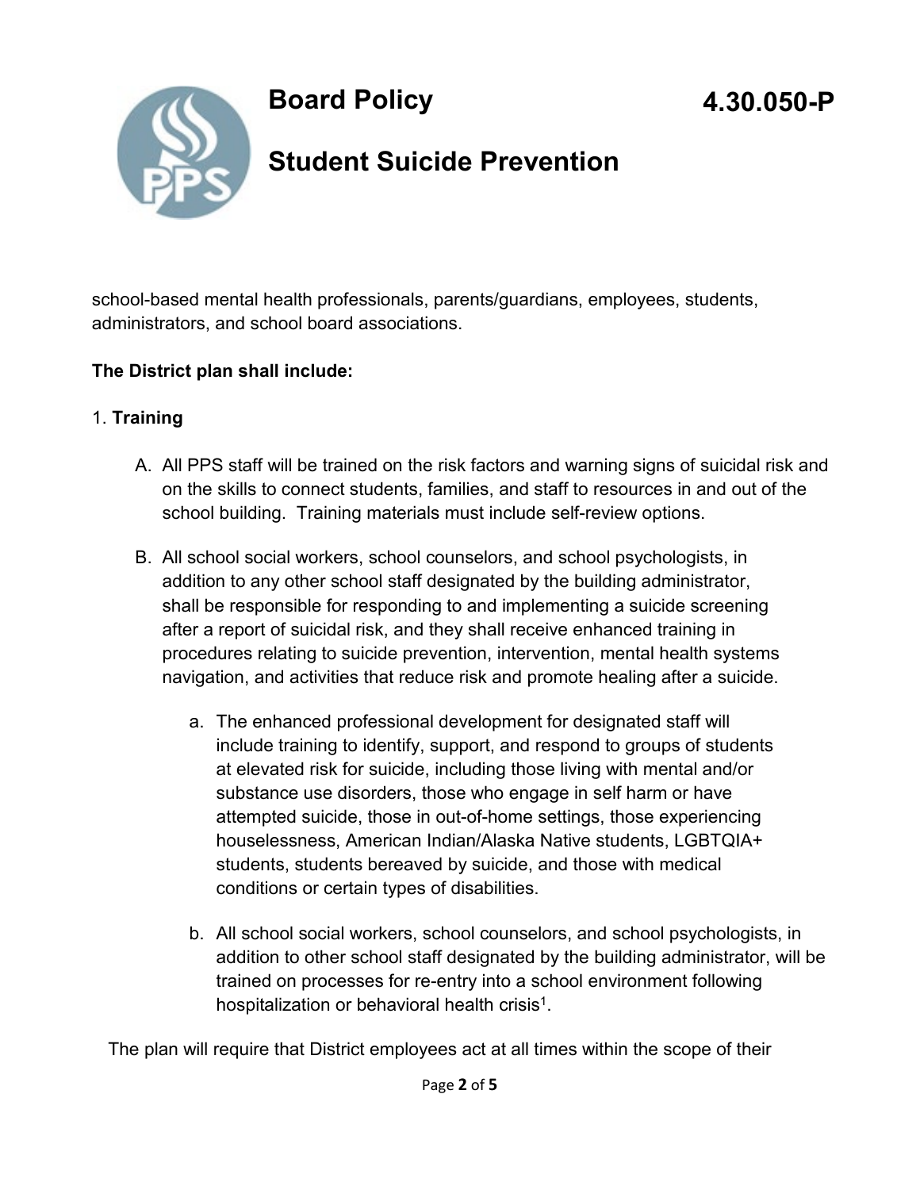school-based mental health professionals, parents/guardians, employees, students, administrators, and school board associations.

**The District plan shall include:**

1. **Training**

   A. All PPS staff will be trained on the risk factors and warning signs of suicidal risk and on the skills to connect students, families, and staff to resources in and out of the school building. Training materials must include self-review options.

   B. All school social workers, school counselors, and school psychologists, in addition to any other school staff designated by the building administrator, shall be responsible for responding to and implementing a suicide screening after a report of suicidal risk, and they shall receive enhanced training in procedures relating to suicide prevention, intervention, mental health systems navigation, and activities that reduce risk and promote healing after a suicide.

      a. The enhanced professional development for designated staff will include training to identify, support, and respond to groups of students at elevated risk for suicide, including those living with mental and/or substance use disorders, those who engage in self harm or have attempted suicide, those in out-of-home settings, those experiencing houselessness, American Indian/Alaska Native students, LGBTQIA+ students, students bereaved by suicide, and those with medical conditions or certain types of disabilities.

      b. All school social workers, school counselors, and school psychologists, in addition to other school staff designated by the building administrator, will be trained on processes for re-entry into a school environment following hospitalization or behavioral health crisis[1].

The plan will require that District employees act at all times within the scope of their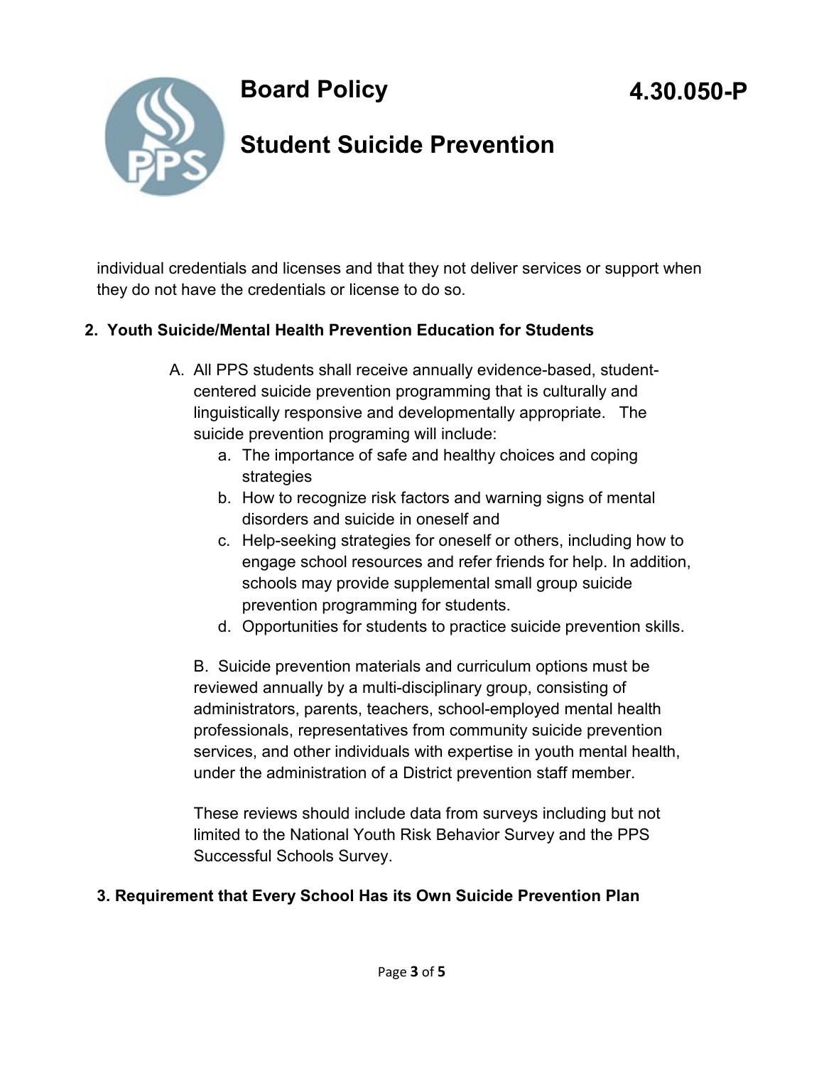individual credentials and licenses and that they not deliver services or support when they do not have the credentials or license to do so.

## 2. Youth Suicide/Mental Health Prevention Education for Students

A. All PPS students shall receive annually evidence-based, student-centered suicide prevention programming that is culturally and linguistically responsive and developmentally appropriate. The suicide prevention programing will include:

   a. The importance of safe and healthy choices and coping strategies
   b. How to recognize risk factors and warning signs of mental disorders and suicide in oneself and
   c. Help-seeking strategies for oneself or others, including how to engage school resources and refer friends for help. In addition, schools may provide supplemental small group suicide prevention programming for students.
   d. Opportunities for students to practice suicide prevention skills.

B. Suicide prevention materials and curriculum options must be reviewed annually by a multi-disciplinary group, consisting of administrators, parents, teachers, school-employed mental health professionals, representatives from community suicide prevention services, and other individuals with expertise in youth mental health, under the administration of a District prevention staff member.

These reviews should include data from surveys including but not limited to the National Youth Risk Behavior Survey and the PPS Successful Schools Survey.

## 3. Requirement that Every School Has its Own Suicide Prevention Plan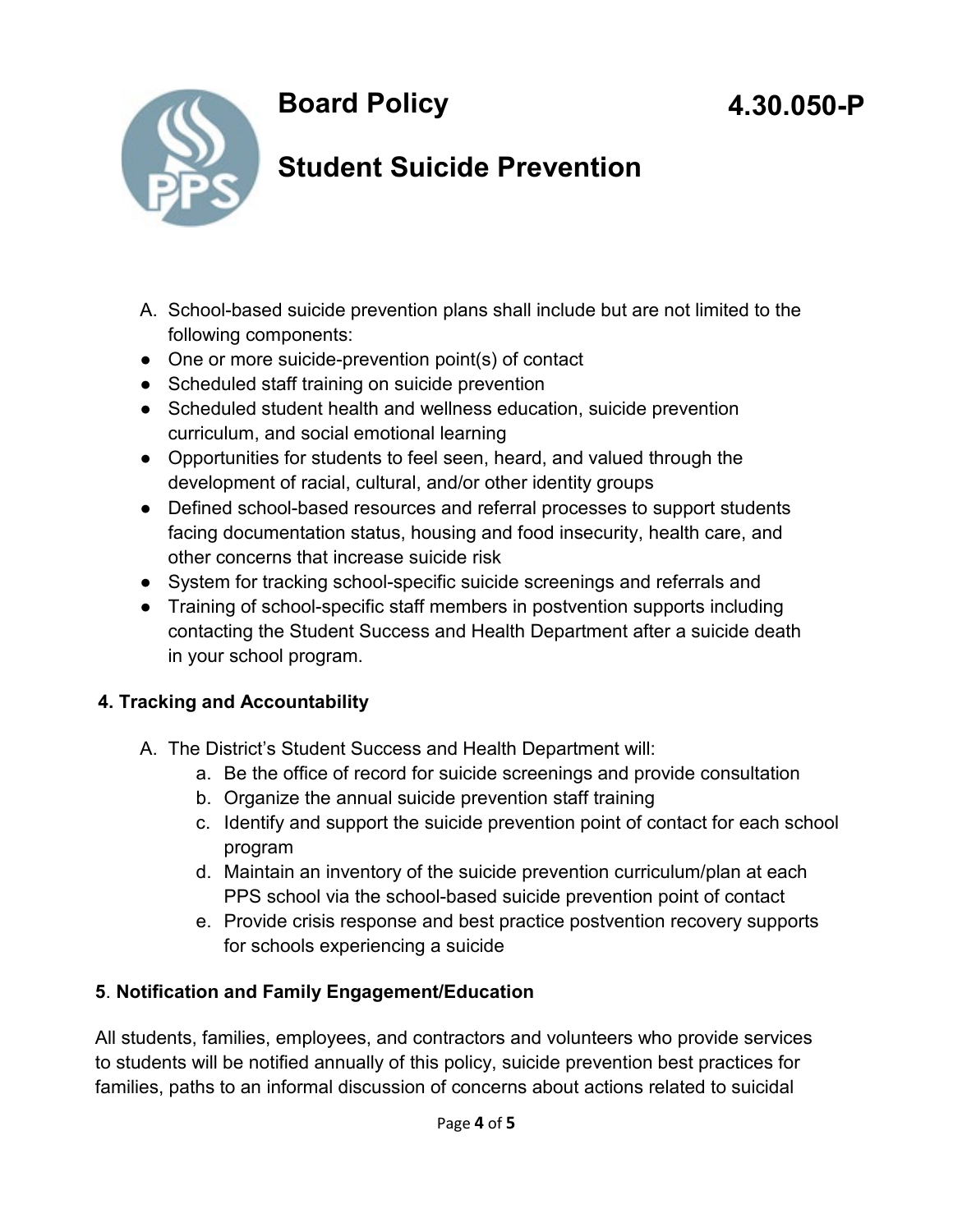A. School-based suicide prevention plans shall include but are not limited to the following components:

- One or more suicide-prevention point(s) of contact
- Scheduled staff training on suicide prevention
- Scheduled student health and wellness education, suicide prevention curriculum, and social emotional learning
- Opportunities for students to feel seen, heard, and valued through the development of racial, cultural, and/or other identity groups
- Defined school-based resources and referral processes to support students facing documentation status, housing and food insecurity, health care, and other concerns that increase suicide risk
- System for tracking school-specific suicide screenings and referrals and
- Training of school-specific staff members in postvention supports including contacting the Student Success and Health Department after a suicide death in your school program.

**4. Tracking and Accountability**

A. The District's Student Success and Health Department will:

   a. Be the office of record for suicide screenings and provide consultation
   b. Organize the annual suicide prevention staff training
   c. Identify and support the suicide prevention point of contact for each school program
   d. Maintain an inventory of the suicide prevention curriculum/plan at each PPS school via the school-based suicide prevention point of contact
   e. Provide crisis response and best practice postvention recovery supports for schools experiencing a suicide

**5**. **Notification and Family Engagement/Education**

All students, families, employees, and contractors and volunteers who provide services to students will be notified annually of this policy, suicide prevention best practices for families, paths to an informal discussion of concerns about actions related to suicidal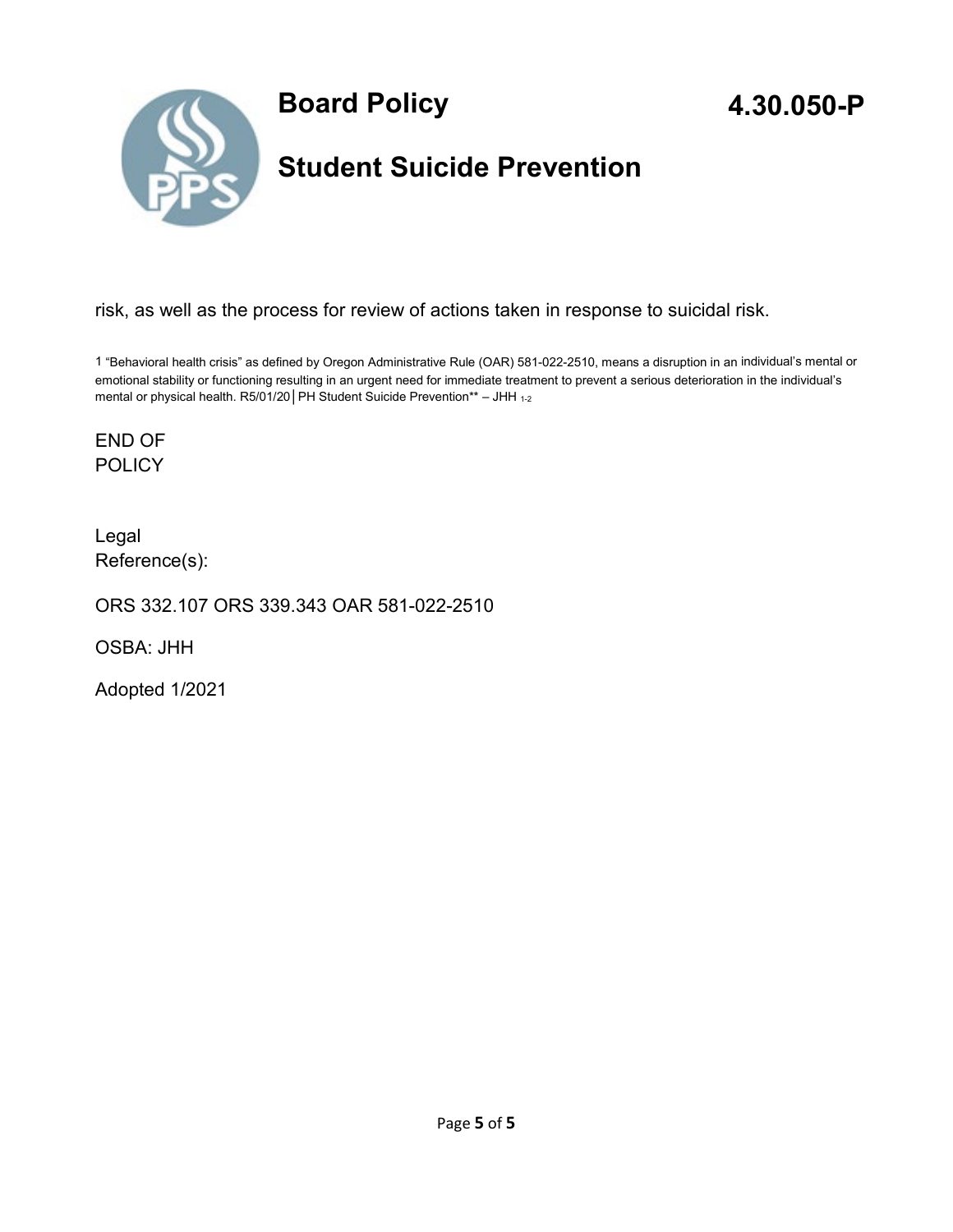risk, as well as the process for review of actions taken in response to suicidal risk.

1 "Behavioral health crisis" as defined by Oregon Administrative Rule (OAR) 581-022-2510, means a disruption in an individual's mental or emotional stability or functioning resulting in an urgent need for immediate treatment to prevent a serious deterioration in the individual's mental or physical health. R5/01/20│PH Student Suicide Prevention** – JHH 1-2

END OF POLICY

Legal Reference(s):

ORS 332.107 ORS 339.343 OAR 581-022-2510

OSBA: JHH

Adopted 1/2021